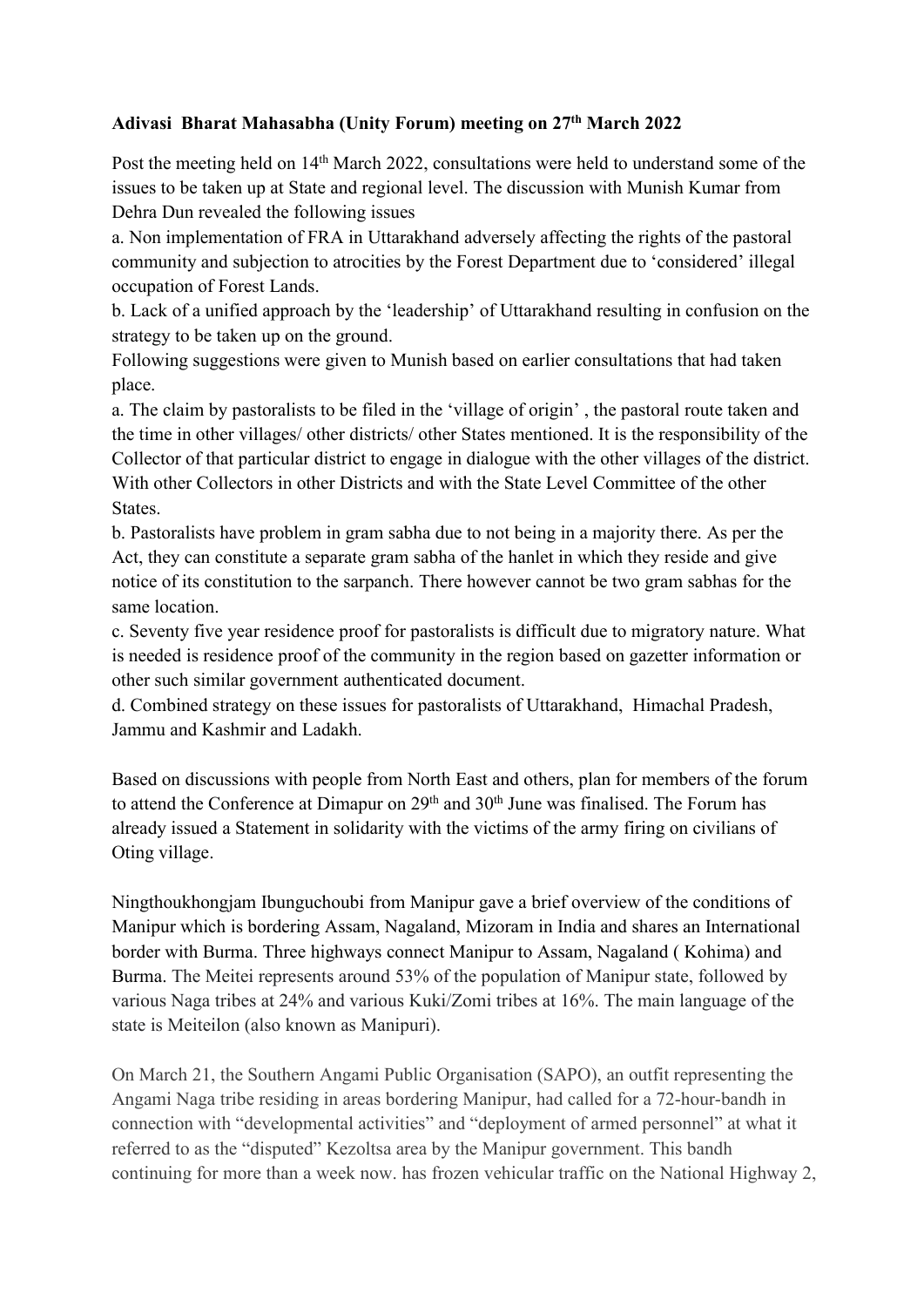**Adivasi Bharat Mahasabha (Unity Forum) meeting on 27th March 2022**

Post the meeting held on 14th March 2022, consultations were held to understand some of the issues to be taken up at State and regional level. The discussion with Munish Kumar from Dehra Dun revealed the following issues

a. Non implementation of FRA in Uttarakhand adversely affecting the rights of the pastoral community and subjection to atrocities by the Forest Department due to 'considered' illegal occupation of Forest Lands.

b. Lack of a unified approach by the 'leadership' of Uttarakhand resulting in confusion on the strategy to be taken up on the ground.

Following suggestions were given to Munish based on earlier consultations that had taken place.

a. The claim by pastoralists to be filed in the 'village of origin' , the pastoral route taken and the time in other villages/ other districts/ other States mentioned. It is the responsibility of the Collector of that particular district to engage in dialogue with the other villages of the district. With other Collectors in other Districts and with the State Level Committee of the other States.

b. Pastoralists have problem in gram sabha due to not being in a majority there. As per the Act, they can constitute a separate gram sabha of the hanlet in which they reside and give notice of its constitution to the sarpanch. There however cannot be two gram sabhas for the same location.

c. Seventy five year residence proof for pastoralists is difficult due to migratory nature. What is needed is residence proof of the community in the region based on gazetter information or other such similar government authenticated document.

d. Combined strategy on these issues for pastoralists of Uttarakhand, Himachal Pradesh, Jammu and Kashmir and Ladakh.

Based on discussions with people from North East and others, plan for members of the forum to attend the Conference at Dimapur on 29th and 30th June was finalised. The Forum has already issued a Statement in solidarity with the victims of the army firing on civilians of Oting village.

Ningthoukhongjam Ibunguchoubi from Manipur gave a brief overview of the conditions of Manipur which is bordering Assam, Nagaland, Mizoram in India and shares an International border with Burma. Three highways connect Manipur to Assam, Nagaland ( Kohima) and Burma. The Meitei represents around 53% of the population of Manipur state, followed by various Naga tribes at 24% and various Kuki/Zomi tribes at 16%. The main language of the state is Meiteilon (also known as Manipuri).

On March 21, the Southern Angami Public Organisation (SAPO), an outfit representing the Angami Naga tribe residing in areas bordering Manipur, had called for a 72-hour-bandh in connection with "developmental activities" and "deployment of armed personnel" at what it referred to as the "disputed" Kezoltsa area by the Manipur government. This bandh continuing for more than a week now. has frozen vehicular traffic on the National Highway 2,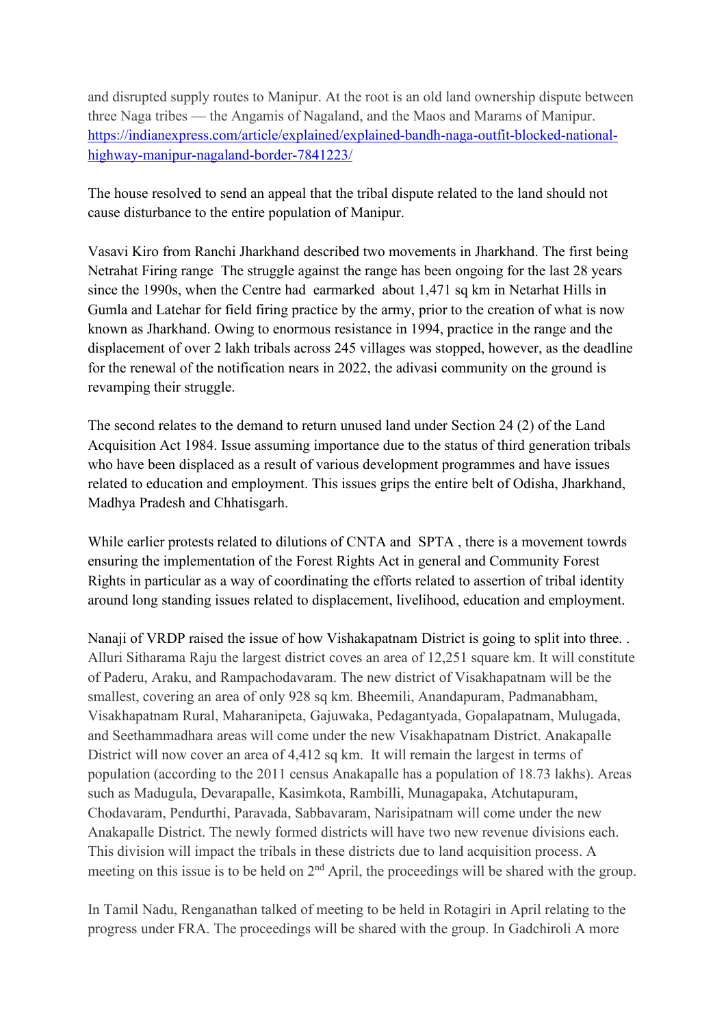and disrupted supply routes to Manipur. At the root is an old land ownership dispute between three Naga tribes — the Angamis of Nagaland, and the Maos and Marams of Manipur. [https://indianexpress.com/article/explained/explained-bandh-naga-outfit-blocked-national-highway-manipur-nagaland-border-7841223/](https://indianexpress.com/article/explained/explained-bandh-naga-outfit-blocked-national-highway-manipur-nagaland-border-7841223/)

The house resolved to send an appeal that the tribal dispute related to the land should not cause disturbance to the entire population of Manipur.

Vasavi Kiro from Ranchi Jharkhand described two movements in Jharkhand. The first being Netrahat Firing range The struggle against the range has been ongoing for the last 28 years since the 1990s, when the Centre had earmarked about 1,471 sq km in Netarhat Hills in Gumla and Latehar for field firing practice by the army, prior to the creation of what is now known as Jharkhand. Owing to enormous resistance in 1994, practice in the range and the displacement of over 2 lakh tribals across 245 villages was stopped, however, as the deadline for the renewal of the notification nears in 2022, the adivasi community on the ground is revamping their struggle.

The second relates to the demand to return unused land under Section 24 (2) of the Land Acquisition Act 1984. Issue assuming importance due to the status of third generation tribals who have been displaced as a result of various development programmes and have issues related to education and employment. This issues grips the entire belt of Odisha, Jharkhand, Madhya Pradesh and Chhatisgarh.

While earlier protests related to dilutions of CNTA and SPTA , there is a movement towrds ensuring the implementation of the Forest Rights Act in general and Community Forest Rights in particular as a way of coordinating the efforts related to assertion of tribal identity around long standing issues related to displacement, livelihood, education and employment.

Nanaji of VRDP raised the issue of how Vishakapatnam District is going to split into three. . Alluri Sitharama Raju the largest district coves an area of 12,251 square km. It will constitute of Paderu, Araku, and Rampachodavaram. The new district of Visakhapatnam will be the smallest, covering an area of only 928 sq km. Bheemili, Anandapuram, Padmanabham, Visakhapatnam Rural, Maharanipeta, Gajuwaka, Pedagantyada, Gopalapatnam, Mulugada, and Seethammadhara areas will come under the new Visakhapatnam District. Anakapalle District will now cover an area of 4,412 sq km. It will remain the largest in terms of population (according to the 2011 census Anakapalle has a population of 18.73 lakhs). Areas such as Madugula, Devarapalle, Kasimkota, Rambilli, Munagapaka, Atchutapuram, Chodavaram, Pendurthi, Paravada, Sabbavaram, Narisipatnam will come under the new Anakapalle District. The newly formed districts will have two new revenue divisions each. This division will impact the tribals in these districts due to land acquisition process. A meeting on this issue is to be held on 2nd April, the proceedings will be shared with the group.

In Tamil Nadu, Renganathan talked of meeting to be held in Rotagiri in April relating to the progress under FRA. The proceedings will be shared with the group. In Gadchiroli A more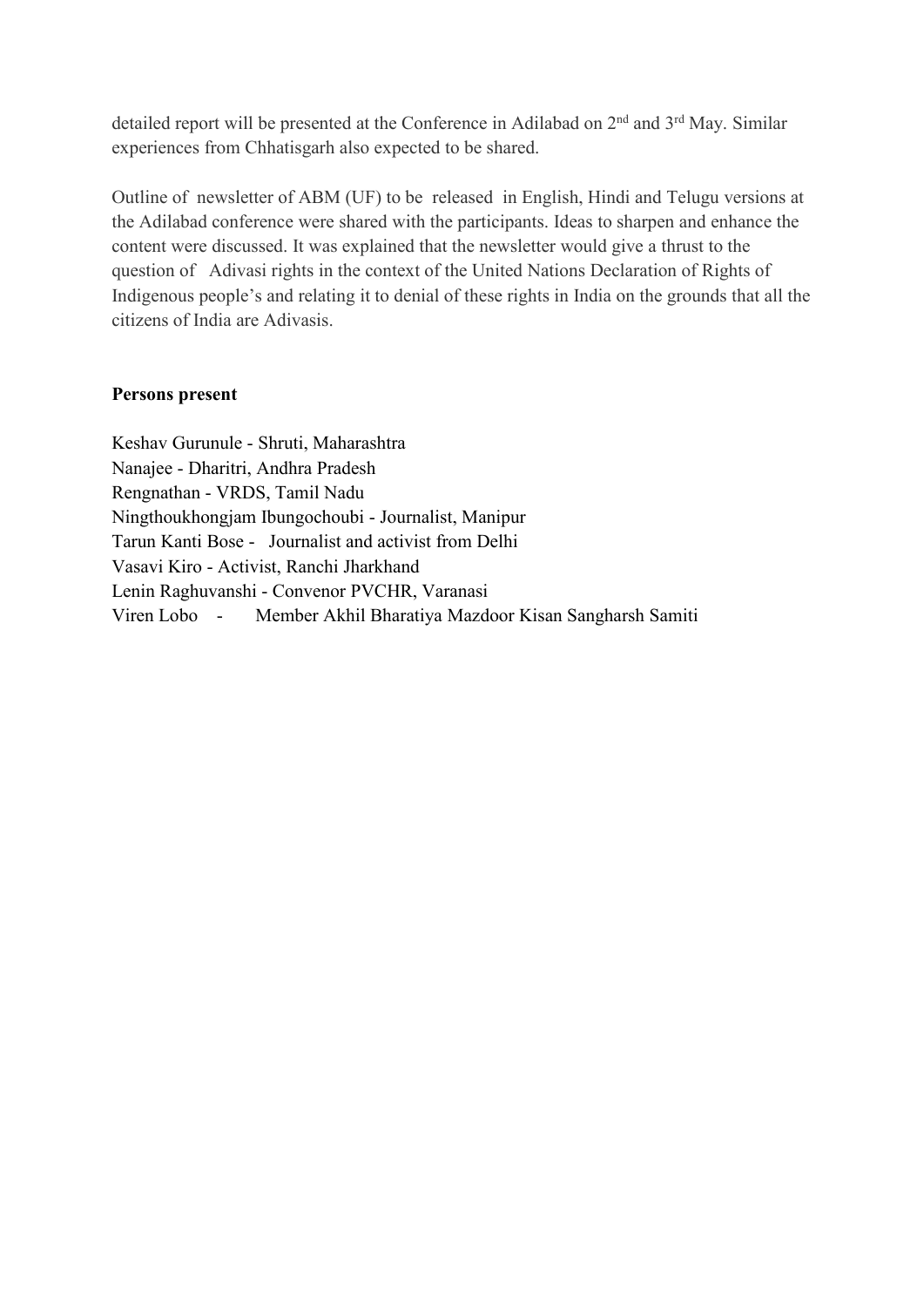detailed report will be presented at the Conference in Adilabad on 2nd and 3rd May. Similar experiences from Chhatisgarh also expected to be shared.

Outline of newsletter of ABM (UF) to be released in English, Hindi and Telugu versions at the Adilabad conference were shared with the participants. Ideas to sharpen and enhance the content were discussed. It was explained that the newsletter would give a thrust to the question of Adivasi rights in the context of the United Nations Declaration of Rights of Indigenous people's and relating it to denial of these rights in India on the grounds that all the citizens of India are Adivasis.

**Persons present**

Keshav Gurunule - Shruti, Maharashtra
Nanajee - Dharitri, Andhra Pradesh
Rengnathan - VRDS, Tamil Nadu
Ningthoukhongjam Ibungochoubi - Journalist, Manipur
Tarun Kanti Bose - Journalist and activist from Delhi
Vasavi Kiro - Activist, Ranchi Jharkhand
Lenin Raghuvanshi - Convenor PVCHR, Varanasi
Viren Lobo - Member Akhil Bharatiya Mazdoor Kisan Sangharsh Samiti